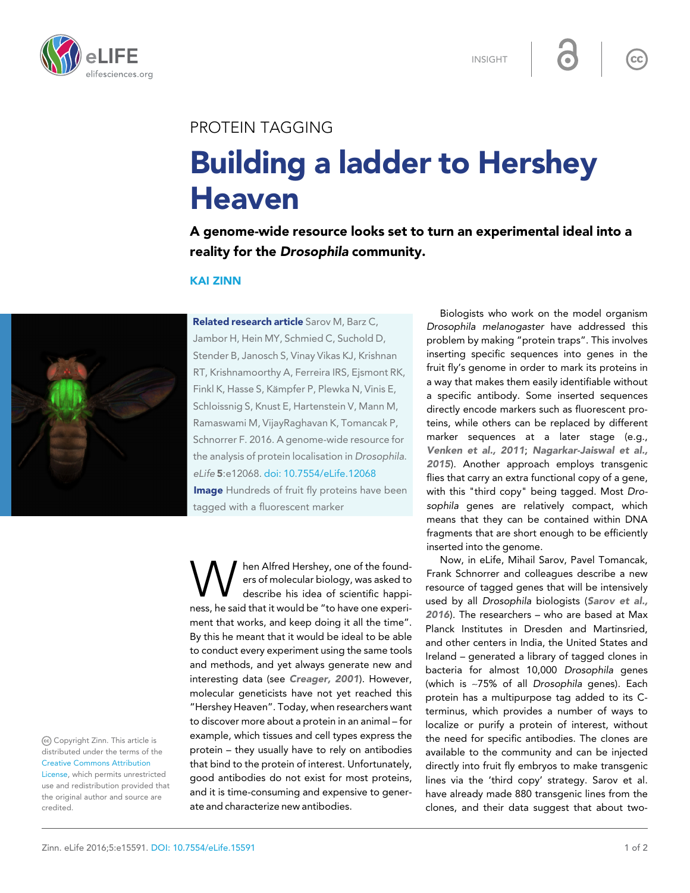INSIGHT

PROTEIN TAGGING

# Building a ladder to Hershey Heaven

**A genome-wide resource looks set to turn an experimental ideal into a reality for the *Drosophila* community.**

**KAI ZINN**

**Related research article** Sarov M, Barz C, Jambor H, Hein MY, Schmied C, Suchold D, Stender B, Janosch S, Vinay Vikas KJ, Krishnan RT, Krishnamoorthy A, Ferreira IRS, Ejsmont RK, Finkl K, Hasse S, Kämpfer P, Plewka N, Vinis E, Schloissnig S, Knust E, Hartenstein V, Mann M, Ramaswami M, VijayRaghavan K, Tomancak P, Schnorrer F. 2016. A genome-wide resource for the analysis of protein localisation in *Drosophila*. *eLife* **5**:e12068. doi: 10.7554/eLife.12068

**Image** Hundreds of fruit fly proteins have been tagged with a fluorescent marker

When Alfred Hershey, one of the founders of molecular biology, was asked to describe his idea of scientific happiness, he said that it would be "to have one experiment that works, and keep doing it all the time". By this he meant that it would be ideal to be able to conduct every experiment using the same tools and methods, and yet always generate new and interesting data (see **Creager, 2001**). However, molecular geneticists have not yet reached this "Hershey Heaven". Today, when researchers want to discover more about a protein in an animal – for example, which tissues and cell types express the protein – they usually have to rely on antibodies that bind to the protein of interest. Unfortunately, good antibodies do not exist for most proteins, and it is time-consuming and expensive to generate and characterize new antibodies.

Biologists who work on the model organism *Drosophila melanogaster* have addressed this problem by making "protein traps". This involves inserting specific sequences into genes in the fruit fly's genome in order to mark its proteins in a way that makes them easily identifiable without a specific antibody. Some inserted sequences directly encode markers such as fluorescent proteins, while others can be replaced by different marker sequences at a later stage (e.g., **Venken et al., 2011**; **Nagarkar-Jaiswal et al., 2015**). Another approach employs transgenic flies that carry an extra functional copy of a gene, with this "third copy" being tagged. Most *Drosophila* genes are relatively compact, which means that they can be contained within DNA fragments that are short enough to be efficiently inserted into the genome.

Now, in eLife, Mihail Sarov, Pavel Tomancak, Frank Schnorrer and colleagues describe a new resource of tagged genes that will be intensively used by all *Drosophila* biologists (**Sarov et al., 2016**). The researchers – who are based at Max Planck Institutes in Dresden and Martinsried, and other centers in India, the United States and Ireland – generated a library of tagged clones in bacteria for almost 10,000 *Drosophila* genes (which is ~75% of all *Drosophila* genes). Each protein has a multipurpose tag added to its C-terminus, which provides a number of ways to localize or purify a protein of interest, without the need for specific antibodies. The clones are available to the community and can be injected directly into fruit fly embryos to make transgenic lines via the 'third copy' strategy. Sarov et al. have already made 880 transgenic lines from the clones, and their data suggest that about two-

Copyright Zinn. This article is distributed under the terms of the Creative Commons Attribution License, which permits unrestricted use and redistribution provided that the original author and source are credited.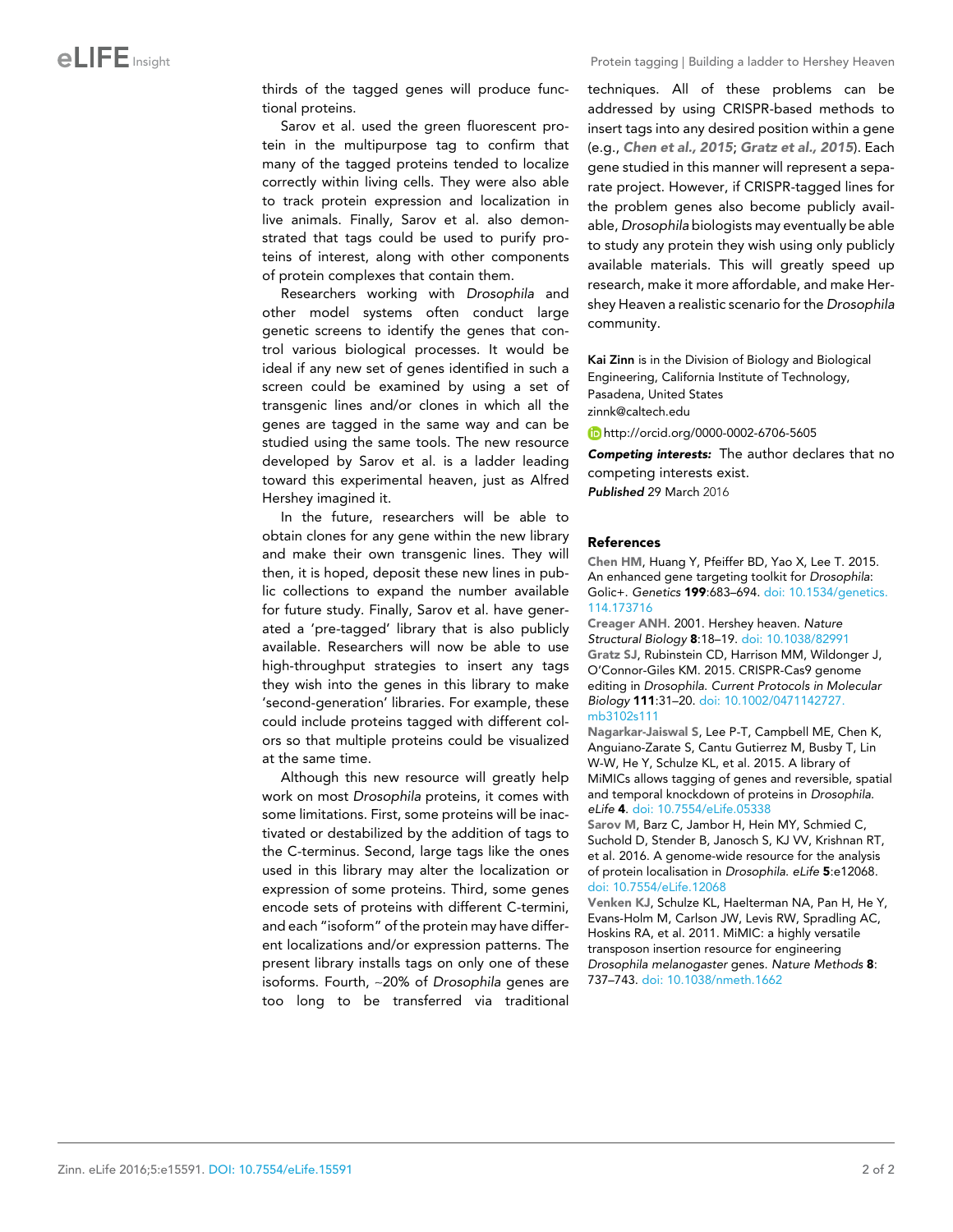thirds of the tagged genes will produce functional proteins.

Sarov et al. used the green fluorescent protein in the multipurpose tag to confirm that many of the tagged proteins tended to localize correctly within living cells. They were also able to track protein expression and localization in live animals. Finally, Sarov et al. also demonstrated that tags could be used to purify proteins of interest, along with other components of protein complexes that contain them.

Researchers working with *Drosophila* and other model systems often conduct large genetic screens to identify the genes that control various biological processes. It would be ideal if any new set of genes identified in such a screen could be examined by using a set of transgenic lines and/or clones in which all the genes are tagged in the same way and can be studied using the same tools. The new resource developed by Sarov et al. is a ladder leading toward this experimental heaven, just as Alfred Hershey imagined it.

In the future, researchers will be able to obtain clones for any gene within the new library and make their own transgenic lines. They will then, it is hoped, deposit these new lines in public collections to expand the number available for future study. Finally, Sarov et al. have generated a 'pre-tagged' library that is also publicly available. Researchers will now be able to use high-throughput strategies to insert any tags they wish into the genes in this library to make 'second-generation' libraries. For example, these could include proteins tagged with different colors so that multiple proteins could be visualized at the same time.

Although this new resource will greatly help work on most *Drosophila* proteins, it comes with some limitations. First, some proteins will be inactivated or destabilized by the addition of tags to the C-terminus. Second, large tags like the ones used in this library may alter the localization or expression of some proteins. Third, some genes encode sets of proteins with different C-termini, and each "isoform" of the protein may have different localizations and/or expression patterns. The present library installs tags on only one of these isoforms. Fourth, ~20% of *Drosophila* genes are too long to be transferred via traditional techniques. All of these problems can be addressed by using CRISPR-based methods to insert tags into any desired position within a gene (e.g., ***Chen et al., 2015***; ***Gratz et al., 2015***). Each gene studied in this manner will represent a separate project. However, if CRISPR-tagged lines for the problem genes also become publicly available, *Drosophila* biologists may eventually be able to study any protein they wish using only publicly available materials. This will greatly speed up research, make it more affordable, and make Hershey Heaven a realistic scenario for the *Drosophila* community.

**Kai Zinn** is in the Division of Biology and Biological Engineering, California Institute of Technology, Pasadena, United States
zinnk@caltech.edu

http://orcid.org/0000-0002-6706-5605

***Competing interests:*** The author declares that no competing interests exist.

***Published*** 29 March 2016

## References

**Chen HM**, Huang Y, Pfeiffer BD, Yao X, Lee T. 2015. An enhanced gene targeting toolkit for *Drosophila*: Golic+. *Genetics* **199**:683–694. doi: 10.1534/genetics.114.173716

**Creager ANH**. 2001. Hershey heaven. *Nature Structural Biology* **8**:18–19. doi: 10.1038/82991

**Gratz SJ**, Rubinstein CD, Harrison MM, Wildonger J, O'Connor-Giles KM. 2015. CRISPR-Cas9 genome editing in *Drosophila*. *Current Protocols in Molecular Biology* **111**:31–20. doi: 10.1002/0471142727.mb3102s111

**Nagarkar-Jaiswal S**, Lee P-T, Campbell ME, Chen K, Anguiano-Zarate S, Cantu Gutierrez M, Busby T, Lin W-W, He Y, Schulze KL, et al. 2015. A library of MiMICs allows tagging of genes and reversible, spatial and temporal knockdown of proteins in *Drosophila*. *eLife* **4**. doi: 10.7554/eLife.05338

**Sarov M**, Barz C, Jambor H, Hein MY, Schmied C, Suchold D, Stender B, Janosch S, KJ VV, Krishnan RT, et al. 2016. A genome-wide resource for the analysis of protein localisation in *Drosophila*. *eLife* **5**:e12068. doi: 10.7554/eLife.12068

**Venken KJ**, Schulze KL, Haelterman NA, Pan H, He Y, Evans-Holm M, Carlson JW, Levis RW, Spradling AC, Hoskins RA, et al. 2011. MiMIC: a highly versatile transposon insertion resource for engineering *Drosophila melanogaster* genes. *Nature Methods* **8**: 737–743. doi: 10.1038/nmeth.1662